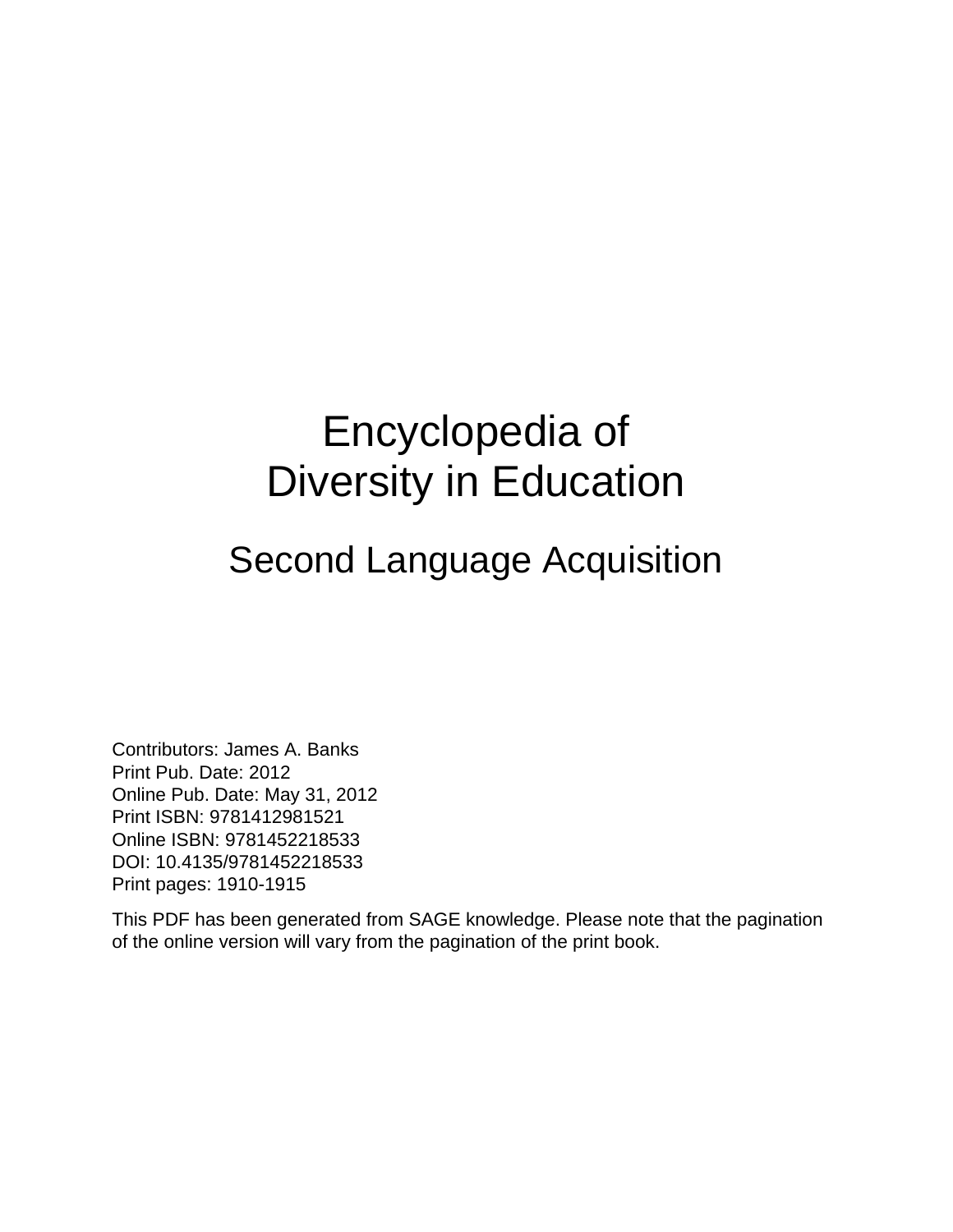# Encyclopedia of Diversity in Education

## Second Language Acquisition

Contributors: James A. Banks
Print Pub. Date: 2012
Online Pub. Date: May 31, 2012
Print ISBN: 9781412981521
Online ISBN: 9781452218533
DOI: 10.4135/9781452218533
Print pages: 1910-1915

This PDF has been generated from SAGE knowledge. Please note that the pagination of the online version will vary from the pagination of the print book.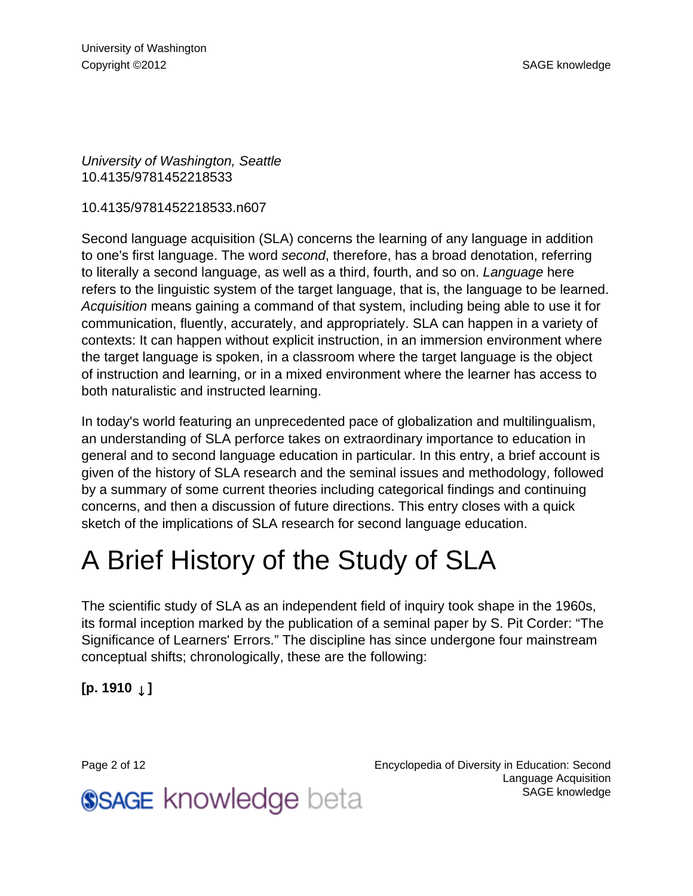*University of Washington, Seattle*
10.4135/9781452218533

10.4135/9781452218533.n607

Second language acquisition (SLA) concerns the learning of any language in addition to one's first language. The word *second*, therefore, has a broad denotation, referring to literally a second language, as well as a third, fourth, and so on. *Language* here refers to the linguistic system of the target language, that is, the language to be learned. *Acquisition* means gaining a command of that system, including being able to use it for communication, fluently, accurately, and appropriately. SLA can happen in a variety of contexts: It can happen without explicit instruction, in an immersion environment where the target language is spoken, in a classroom where the target language is the object of instruction and learning, or in a mixed environment where the learner has access to both naturalistic and instructed learning.

In today's world featuring an unprecedented pace of globalization and multilingualism, an understanding of SLA perforce takes on extraordinary importance to education in general and to second language education in particular. In this entry, a brief account is given of the history of SLA research and the seminal issues and methodology, followed by a summary of some current theories including categorical findings and continuing concerns, and then a discussion of future directions. This entry closes with a quick sketch of the implications of SLA research for second language education.

# A Brief History of the Study of SLA

The scientific study of SLA as an independent field of inquiry took shape in the 1960s, its formal inception marked by the publication of a seminal paper by S. Pit Corder: “The Significance of Learners' Errors.” The discipline has since undergone four mainstream conceptual shifts; chronologically, these are the following:

**[p. 1910 ↓]**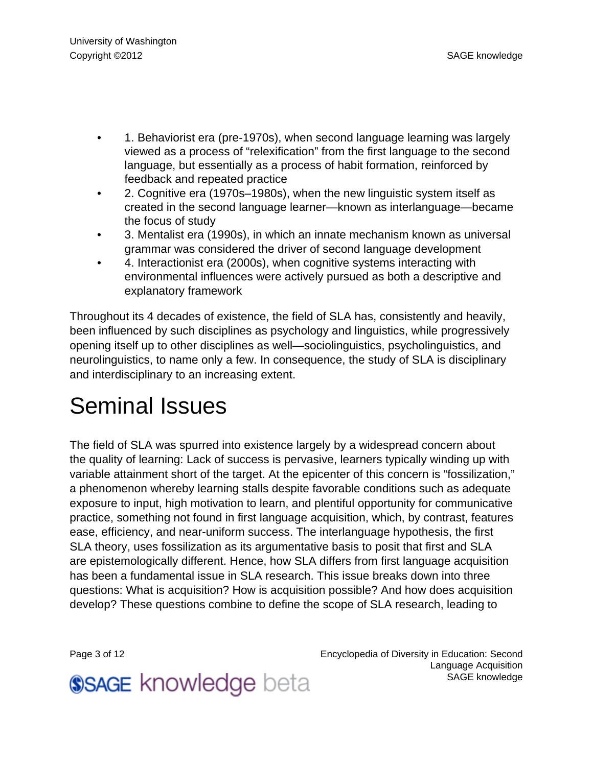- 1. Behaviorist era (pre-1970s), when second language learning was largely viewed as a process of "relexification" from the first language to the second language, but essentially as a process of habit formation, reinforced by feedback and repeated practice
- 2. Cognitive era (1970s–1980s), when the new linguistic system itself as created in the second language learner—known as interlanguage—became the focus of study
- 3. Mentalist era (1990s), in which an innate mechanism known as universal grammar was considered the driver of second language development
- 4. Interactionist era (2000s), when cognitive systems interacting with environmental influences were actively pursued as both a descriptive and explanatory framework

Throughout its 4 decades of existence, the field of SLA has, consistently and heavily, been influenced by such disciplines as psychology and linguistics, while progressively opening itself up to other disciplines as well—sociolinguistics, psycholinguistics, and neurolinguistics, to name only a few. In consequence, the study of SLA is disciplinary and interdisciplinary to an increasing extent.

# Seminal Issues

The field of SLA was spurred into existence largely by a widespread concern about the quality of learning: Lack of success is pervasive, learners typically winding up with variable attainment short of the target. At the epicenter of this concern is "fossilization," a phenomenon whereby learning stalls despite favorable conditions such as adequate exposure to input, high motivation to learn, and plentiful opportunity for communicative practice, something not found in first language acquisition, which, by contrast, features ease, efficiency, and near-uniform success. The interlanguage hypothesis, the first SLA theory, uses fossilization as its argumentative basis to posit that first and SLA are epistemologically different. Hence, how SLA differs from first language acquisition has been a fundamental issue in SLA research. This issue breaks down into three questions: What is acquisition? How is acquisition possible? And how does acquisition develop? These questions combine to define the scope of SLA research, leading to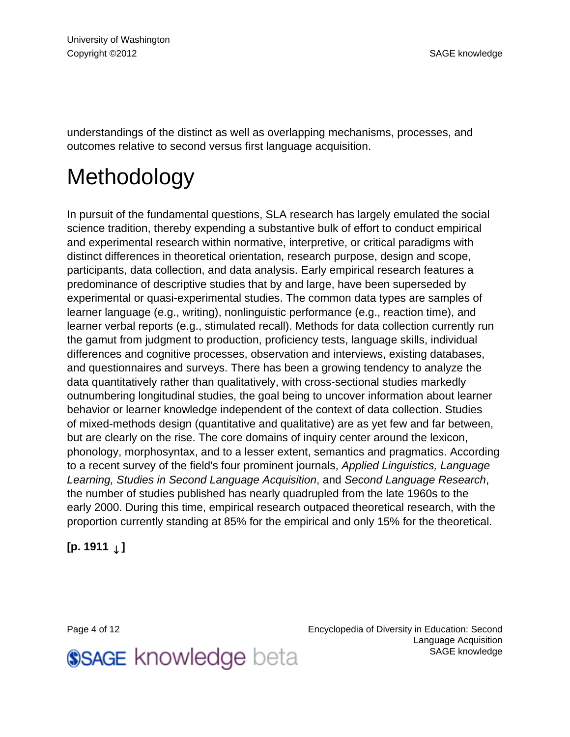understandings of the distinct as well as overlapping mechanisms, processes, and outcomes relative to second versus first language acquisition.

# Methodology

In pursuit of the fundamental questions, SLA research has largely emulated the social science tradition, thereby expending a substantive bulk of effort to conduct empirical and experimental research within normative, interpretive, or critical paradigms with distinct differences in theoretical orientation, research purpose, design and scope, participants, data collection, and data analysis. Early empirical research features a predominance of descriptive studies that by and large, have been superseded by experimental or quasi-experimental studies. The common data types are samples of learner language (e.g., writing), nonlinguistic performance (e.g., reaction time), and learner verbal reports (e.g., stimulated recall). Methods for data collection currently run the gamut from judgment to production, proficiency tests, language skills, individual differences and cognitive processes, observation and interviews, existing databases, and questionnaires and surveys. There has been a growing tendency to analyze the data quantitatively rather than qualitatively, with cross-sectional studies markedly outnumbering longitudinal studies, the goal being to uncover information about learner behavior or learner knowledge independent of the context of data collection. Studies of mixed-methods design (quantitative and qualitative) are as yet few and far between, but are clearly on the rise. The core domains of inquiry center around the lexicon, phonology, morphosyntax, and to a lesser extent, semantics and pragmatics. According to a recent survey of the field's four prominent journals, *Applied Linguistics, Language Learning, Studies in Second Language Acquisition*, and *Second Language Research*, the number of studies published has nearly quadrupled from the late 1960s to the early 2000. During this time, empirical research outpaced theoretical research, with the proportion currently standing at 85% for the empirical and only 15% for the theoretical.

**[p. 1911 ↓ ]**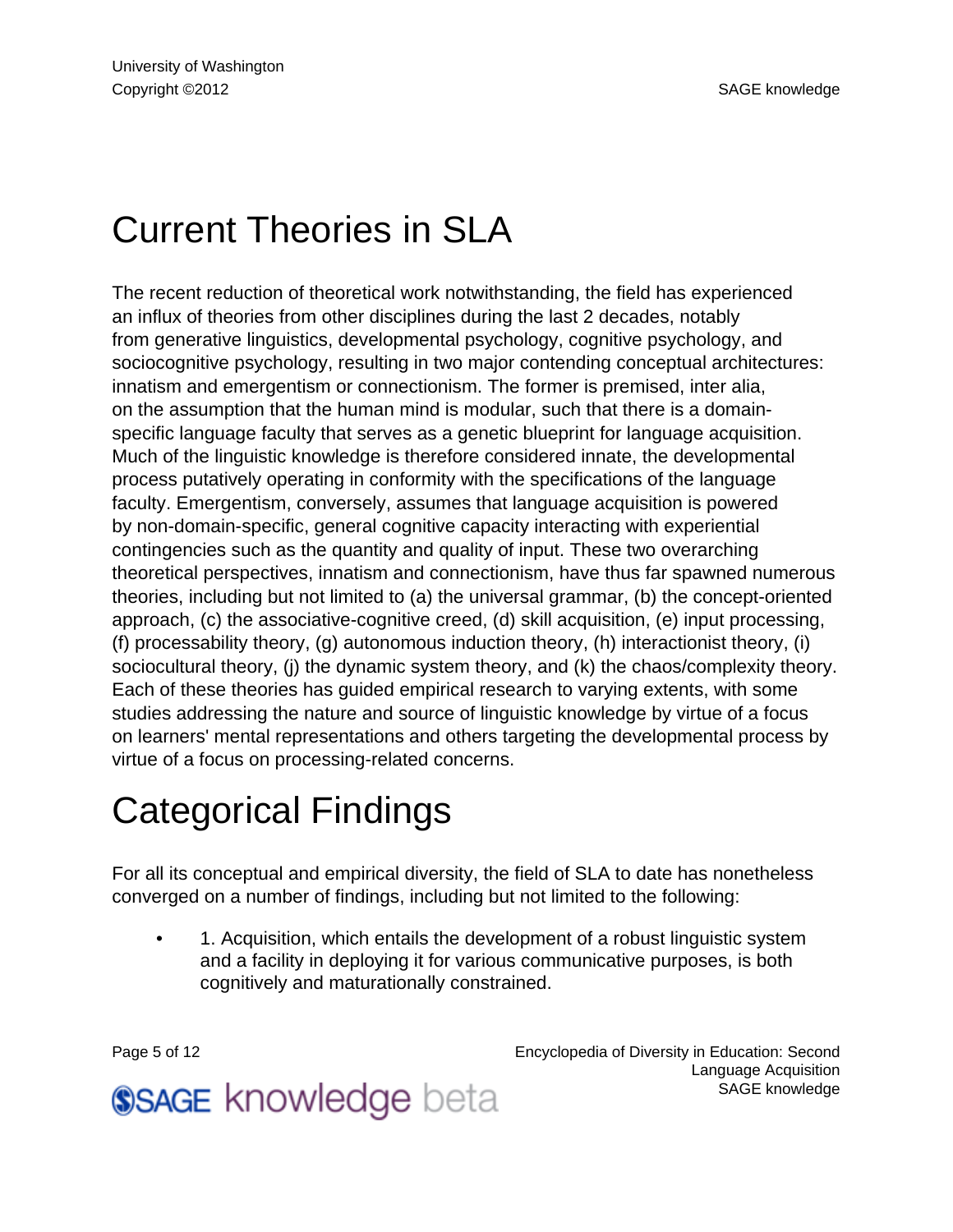# Current Theories in SLA

The recent reduction of theoretical work notwithstanding, the field has experienced an influx of theories from other disciplines during the last 2 decades, notably from generative linguistics, developmental psychology, cognitive psychology, and sociocognitive psychology, resulting in two major contending conceptual architectures: innatism and emergentism or connectionism. The former is premised, inter alia, on the assumption that the human mind is modular, such that there is a domain-specific language faculty that serves as a genetic blueprint for language acquisition. Much of the linguistic knowledge is therefore considered innate, the developmental process putatively operating in conformity with the specifications of the language faculty. Emergentism, conversely, assumes that language acquisition is powered by non-domain-specific, general cognitive capacity interacting with experiential contingencies such as the quantity and quality of input. These two overarching theoretical perspectives, innatism and connectionism, have thus far spawned numerous theories, including but not limited to (a) the universal grammar, (b) the concept-oriented approach, (c) the associative-cognitive creed, (d) skill acquisition, (e) input processing, (f) processability theory, (g) autonomous induction theory, (h) interactionist theory, (i) sociocultural theory, (j) the dynamic system theory, and (k) the chaos/complexity theory. Each of these theories has guided empirical research to varying extents, with some studies addressing the nature and source of linguistic knowledge by virtue of a focus on learners' mental representations and others targeting the developmental process by virtue of a focus on processing-related concerns.

# Categorical Findings

For all its conceptual and empirical diversity, the field of SLA to date has nonetheless converged on a number of findings, including but not limited to the following:

- 1. Acquisition, which entails the development of a robust linguistic system and a facility in deploying it for various communicative purposes, is both cognitively and maturationally constrained.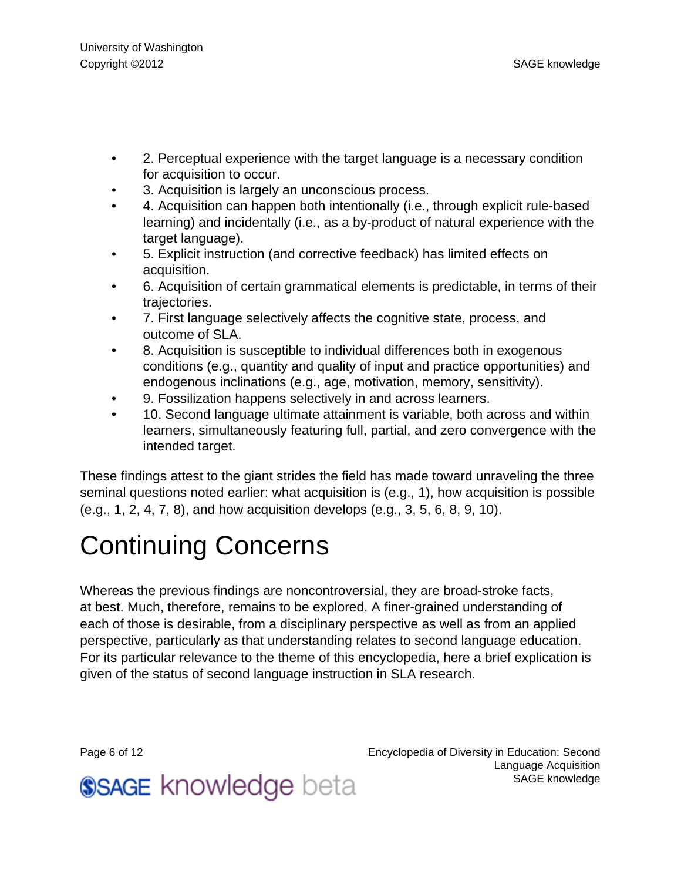- 2. Perceptual experience with the target language is a necessary condition for acquisition to occur.
- 3. Acquisition is largely an unconscious process.
- 4. Acquisition can happen both intentionally (i.e., through explicit rule-based learning) and incidentally (i.e., as a by-product of natural experience with the target language).
- 5. Explicit instruction (and corrective feedback) has limited effects on acquisition.
- 6. Acquisition of certain grammatical elements is predictable, in terms of their trajectories.
- 7. First language selectively affects the cognitive state, process, and outcome of SLA.
- 8. Acquisition is susceptible to individual differences both in exogenous conditions (e.g., quantity and quality of input and practice opportunities) and endogenous inclinations (e.g., age, motivation, memory, sensitivity).
- 9. Fossilization happens selectively in and across learners.
- 10. Second language ultimate attainment is variable, both across and within learners, simultaneously featuring full, partial, and zero convergence with the intended target.

These findings attest to the giant strides the field has made toward unraveling the three seminal questions noted earlier: what acquisition is (e.g., 1), how acquisition is possible (e.g., 1, 2, 4, 7, 8), and how acquisition develops (e.g., 3, 5, 6, 8, 9, 10).

# Continuing Concerns

Whereas the previous findings are noncontroversial, they are broad-stroke facts, at best. Much, therefore, remains to be explored. A finer-grained understanding of each of those is desirable, from a disciplinary perspective as well as from an applied perspective, particularly as that understanding relates to second language education. For its particular relevance to the theme of this encyclopedia, here a brief explication is given of the status of second language instruction in SLA research.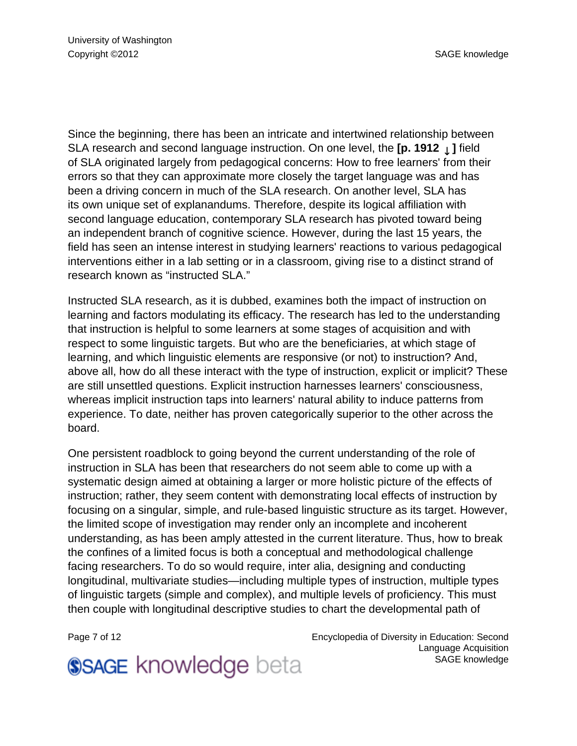Since the beginning, there has been an intricate and intertwined relationship between SLA research and second language instruction. On one level, the **[p. 1912 ↓ ]** field of SLA originated largely from pedagogical concerns: How to free learners' from their errors so that they can approximate more closely the target language was and has been a driving concern in much of the SLA research. On another level, SLA has its own unique set of explanandums. Therefore, despite its logical affiliation with second language education, contemporary SLA research has pivoted toward being an independent branch of cognitive science. However, during the last 15 years, the field has seen an intense interest in studying learners' reactions to various pedagogical interventions either in a lab setting or in a classroom, giving rise to a distinct strand of research known as “instructed SLA.”

Instructed SLA research, as it is dubbed, examines both the impact of instruction on learning and factors modulating its efficacy. The research has led to the understanding that instruction is helpful to some learners at some stages of acquisition and with respect to some linguistic targets. But who are the beneficiaries, at which stage of learning, and which linguistic elements are responsive (or not) to instruction? And, above all, how do all these interact with the type of instruction, explicit or implicit? These are still unsettled questions. Explicit instruction harnesses learners' consciousness, whereas implicit instruction taps into learners' natural ability to induce patterns from experience. To date, neither has proven categorically superior to the other across the board.

One persistent roadblock to going beyond the current understanding of the role of instruction in SLA has been that researchers do not seem able to come up with a systematic design aimed at obtaining a larger or more holistic picture of the effects of instruction; rather, they seem content with demonstrating local effects of instruction by focusing on a singular, simple, and rule-based linguistic structure as its target. However, the limited scope of investigation may render only an incomplete and incoherent understanding, as has been amply attested in the current literature. Thus, how to break the confines of a limited focus is both a conceptual and methodological challenge facing researchers. To do so would require, inter alia, designing and conducting longitudinal, multivariate studies—including multiple types of instruction, multiple types of linguistic targets (simple and complex), and multiple levels of proficiency. This must then couple with longitudinal descriptive studies to chart the developmental path of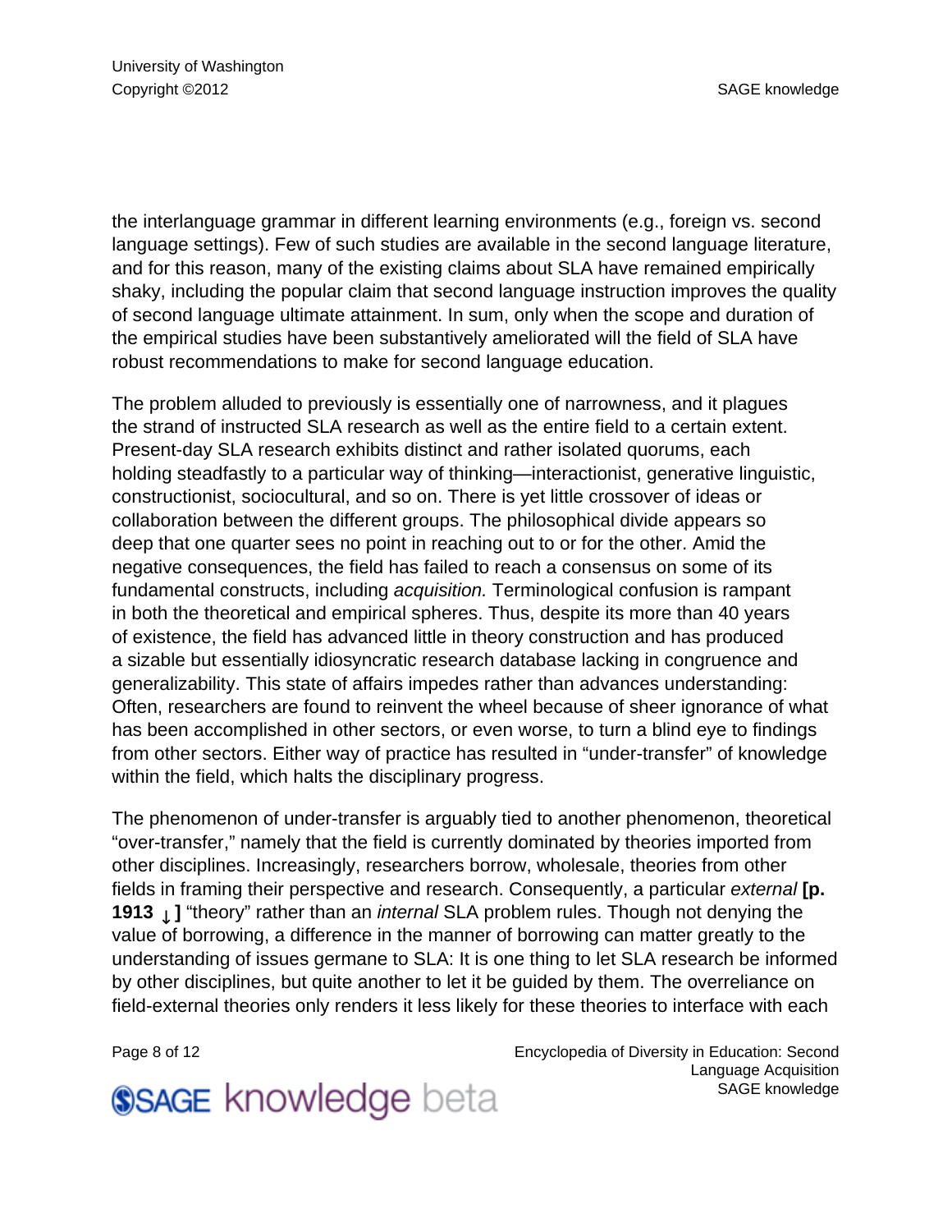the interlanguage grammar in different learning environments (e.g., foreign vs. second language settings). Few of such studies are available in the second language literature, and for this reason, many of the existing claims about SLA have remained empirically shaky, including the popular claim that second language instruction improves the quality of second language ultimate attainment. In sum, only when the scope and duration of the empirical studies have been substantively ameliorated will the field of SLA have robust recommendations to make for second language education.

The problem alluded to previously is essentially one of narrowness, and it plagues the strand of instructed SLA research as well as the entire field to a certain extent. Present-day SLA research exhibits distinct and rather isolated quorums, each holding steadfastly to a particular way of thinking—interactionist, generative linguistic, constructionist, sociocultural, and so on. There is yet little crossover of ideas or collaboration between the different groups. The philosophical divide appears so deep that one quarter sees no point in reaching out to or for the other. Amid the negative consequences, the field has failed to reach a consensus on some of its fundamental constructs, including *acquisition.* Terminological confusion is rampant in both the theoretical and empirical spheres. Thus, despite its more than 40 years of existence, the field has advanced little in theory construction and has produced a sizable but essentially idiosyncratic research database lacking in congruence and generalizability. This state of affairs impedes rather than advances understanding: Often, researchers are found to reinvent the wheel because of sheer ignorance of what has been accomplished in other sectors, or even worse, to turn a blind eye to findings from other sectors. Either way of practice has resulted in "under-transfer" of knowledge within the field, which halts the disciplinary progress.

The phenomenon of under-transfer is arguably tied to another phenomenon, theoretical "over-transfer," namely that the field is currently dominated by theories imported from other disciplines. Increasingly, researchers borrow, wholesale, theories from other fields in framing their perspective and research. Consequently, a particular *external* **[p. 1913 ↓ ]** "theory" rather than an *internal* SLA problem rules. Though not denying the value of borrowing, a difference in the manner of borrowing can matter greatly to the understanding of issues germane to SLA: It is one thing to let SLA research be informed by other disciplines, but quite another to let it be guided by them. The overreliance on field-external theories only renders it less likely for these theories to interface with each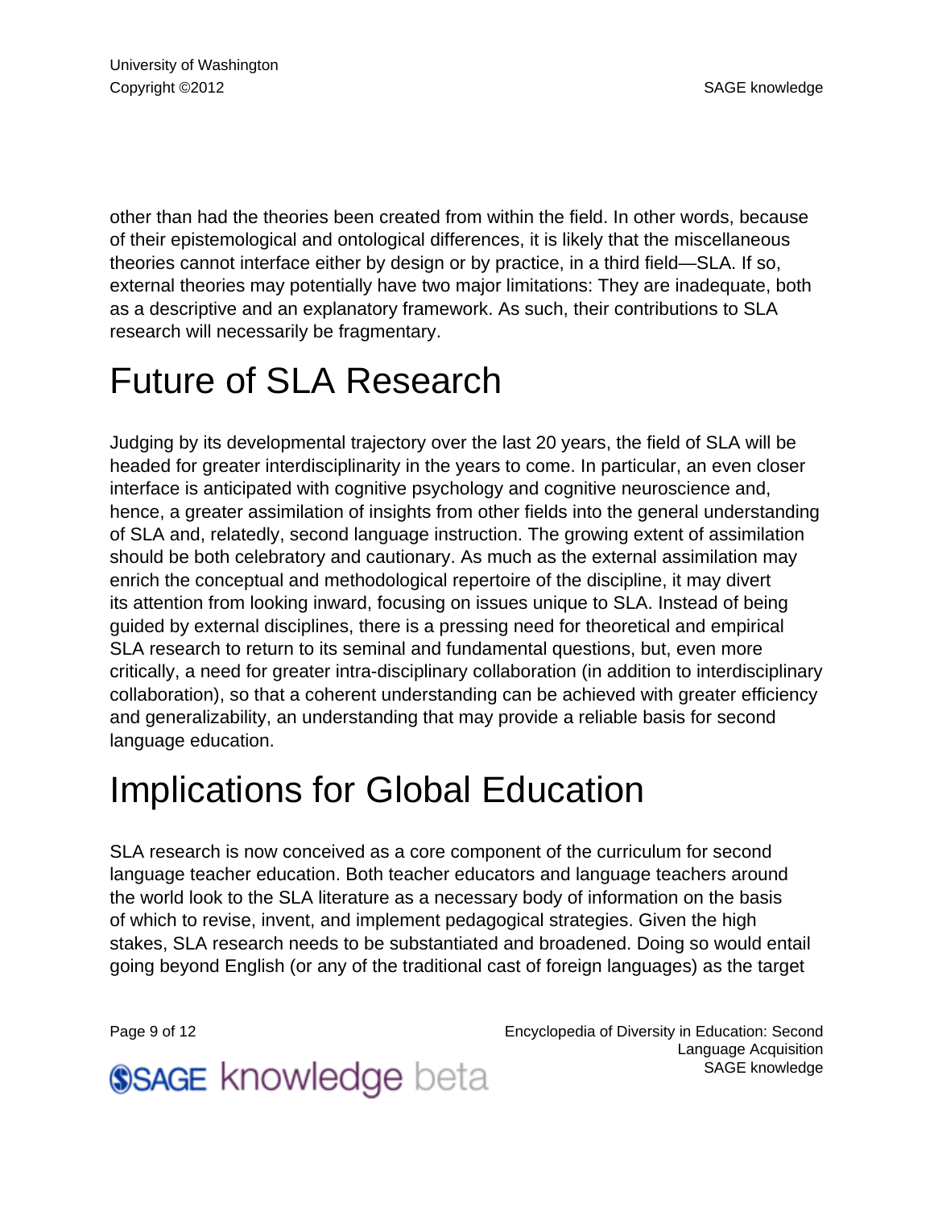other than had the theories been created from within the field. In other words, because of their epistemological and ontological differences, it is likely that the miscellaneous theories cannot interface either by design or by practice, in a third field—SLA. If so, external theories may potentially have two major limitations: They are inadequate, both as a descriptive and an explanatory framework. As such, their contributions to SLA research will necessarily be fragmentary.

# Future of SLA Research

Judging by its developmental trajectory over the last 20 years, the field of SLA will be headed for greater interdisciplinarity in the years to come. In particular, an even closer interface is anticipated with cognitive psychology and cognitive neuroscience and, hence, a greater assimilation of insights from other fields into the general understanding of SLA and, relatedly, second language instruction. The growing extent of assimilation should be both celebratory and cautionary. As much as the external assimilation may enrich the conceptual and methodological repertoire of the discipline, it may divert its attention from looking inward, focusing on issues unique to SLA. Instead of being guided by external disciplines, there is a pressing need for theoretical and empirical SLA research to return to its seminal and fundamental questions, but, even more critically, a need for greater intra-disciplinary collaboration (in addition to interdisciplinary collaboration), so that a coherent understanding can be achieved with greater efficiency and generalizability, an understanding that may provide a reliable basis for second language education.

# Implications for Global Education

SLA research is now conceived as a core component of the curriculum for second language teacher education. Both teacher educators and language teachers around the world look to the SLA literature as a necessary body of information on the basis of which to revise, invent, and implement pedagogical strategies. Given the high stakes, SLA research needs to be substantiated and broadened. Doing so would entail going beyond English (or any of the traditional cast of foreign languages) as the target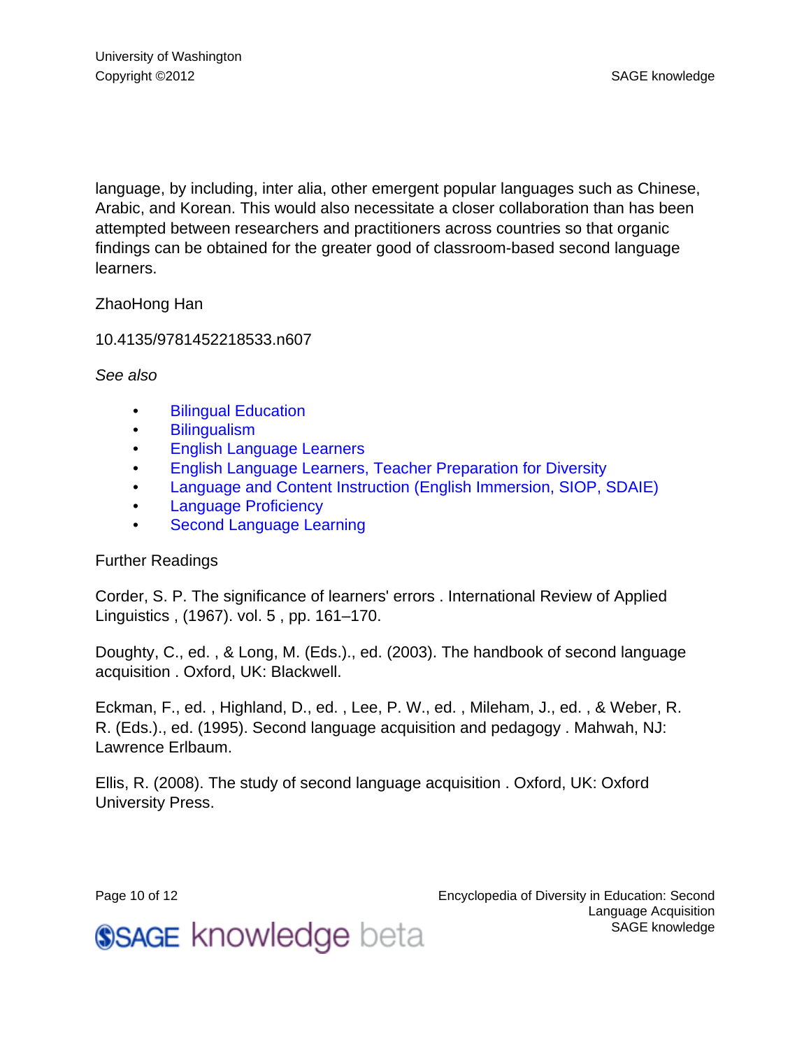language, by including, inter alia, other emergent popular languages such as Chinese, Arabic, and Korean. This would also necessitate a closer collaboration than has been attempted between researchers and practitioners across countries so that organic findings can be obtained for the greater good of classroom-based second language learners.

ZhaoHong Han

10.4135/9781452218533.n607

*See also*

- Bilingual Education
- Bilingualism
- English Language Learners
- English Language Learners, Teacher Preparation for Diversity
- Language and Content Instruction (English Immersion, SIOP, SDAIE)
- Language Proficiency
- Second Language Learning

Further Readings

Corder, S. P. The significance of learners' errors . International Review of Applied Linguistics , (1967). vol. 5 , pp. 161–170.

Doughty, C., ed. , & Long, M. (Eds.)., ed. (2003). The handbook of second language acquisition . Oxford, UK: Blackwell.

Eckman, F., ed. , Highland, D., ed. , Lee, P. W., ed. , Mileham, J., ed. , & Weber, R. R. (Eds.)., ed. (1995). Second language acquisition and pedagogy . Mahwah, NJ: Lawrence Erlbaum.

Ellis, R. (2008). The study of second language acquisition . Oxford, UK: Oxford University Press.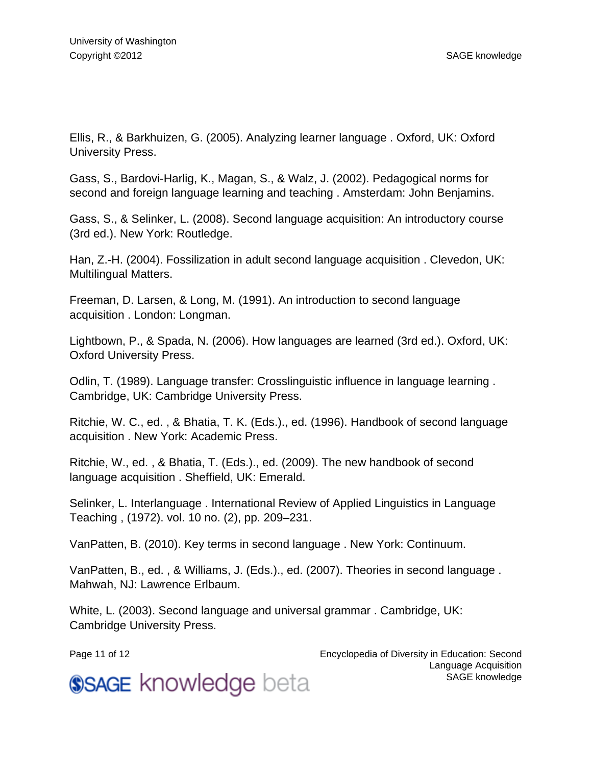Ellis, R., & Barkhuizen, G. (2005). Analyzing learner language . Oxford, UK: Oxford University Press.

Gass, S., Bardovi-Harlig, K., Magan, S., & Walz, J. (2002). Pedagogical norms for second and foreign language learning and teaching . Amsterdam: John Benjamins.

Gass, S., & Selinker, L. (2008). Second language acquisition: An introductory course (3rd ed.). New York: Routledge.

Han, Z.-H. (2004). Fossilization in adult second language acquisition . Clevedon, UK: Multilingual Matters.

Freeman, D. Larsen, & Long, M. (1991). An introduction to second language acquisition . London: Longman.

Lightbown, P., & Spada, N. (2006). How languages are learned (3rd ed.). Oxford, UK: Oxford University Press.

Odlin, T. (1989). Language transfer: Crosslinguistic influence in language learning . Cambridge, UK: Cambridge University Press.

Ritchie, W. C., ed. , & Bhatia, T. K. (Eds.)., ed. (1996). Handbook of second language acquisition . New York: Academic Press.

Ritchie, W., ed. , & Bhatia, T. (Eds.)., ed. (2009). The new handbook of second language acquisition . Sheffield, UK: Emerald.

Selinker, L. Interlanguage . International Review of Applied Linguistics in Language Teaching , (1972). vol. 10 no. (2), pp. 209–231.

VanPatten, B. (2010). Key terms in second language . New York: Continuum.

VanPatten, B., ed. , & Williams, J. (Eds.)., ed. (2007). Theories in second language . Mahwah, NJ: Lawrence Erlbaum.

White, L. (2003). Second language and universal grammar . Cambridge, UK: Cambridge University Press.